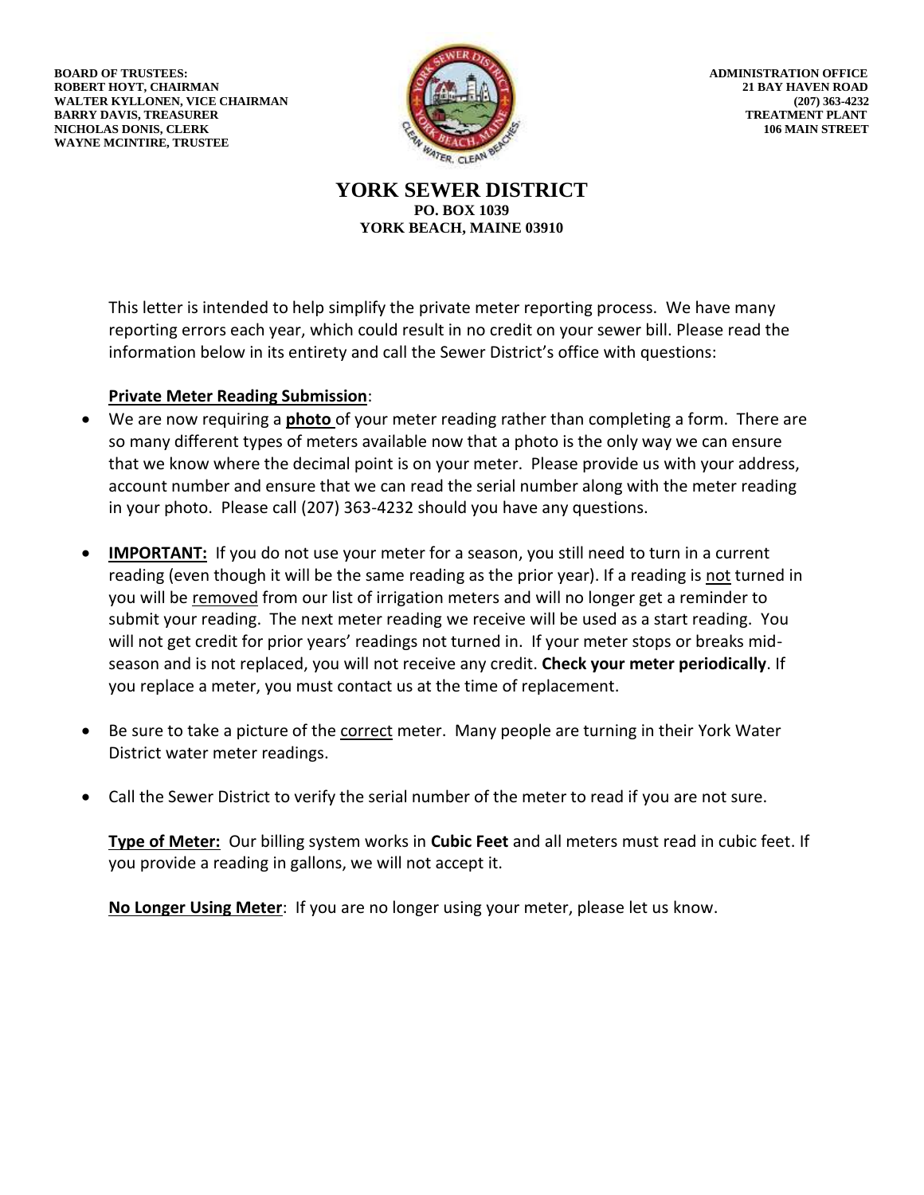**BOARD OF TRUSTEES:**
**ROBERT HOYT, CHAIRMAN**
**WALTER KYLLONEN, VICE CHAIRMAN**
**BARRY DAVIS, TREASURER**
**NICHOLAS DONIS, CLERK**
**WAYNE MCINTIRE, TRUSTEE**

**ADMINISTRATION OFFICE**
**21 BAY HAVEN ROAD**
**(207) 363-4232**
**TREATMENT PLANT**
**106 MAIN STREET**

# YORK SEWER DISTRICT

**PO. BOX 1039**
**YORK BEACH, MAINE 03910**

This letter is intended to help simplify the private meter reporting process. We have many reporting errors each year, which could result in no credit on your sewer bill. Please read the information below in its entirety and call the Sewer District's office with questions:

**Private Meter Reading Submission**:

- We are now requiring a **photo** of your meter reading rather than completing a form. There are so many different types of meters available now that a photo is the only way we can ensure that we know where the decimal point is on your meter. Please provide us with your address, account number and ensure that we can read the serial number along with the meter reading in your photo. Please call (207) 363-4232 should you have any questions.

- **IMPORTANT:** If you do not use your meter for a season, you still need to turn in a current reading (even though it will be the same reading as the prior year). If a reading is not turned in you will be removed from our list of irrigation meters and will no longer get a reminder to submit your reading. The next meter reading we receive will be used as a start reading. You will not get credit for prior years' readings not turned in. If your meter stops or breaks mid-season and is not replaced, you will not receive any credit. **Check your meter periodically**. If you replace a meter, you must contact us at the time of replacement.

- Be sure to take a picture of the correct meter. Many people are turning in their York Water District water meter readings.

- Call the Sewer District to verify the serial number of the meter to read if you are not sure.

**Type of Meter:** Our billing system works in **Cubic Feet** and all meters must read in cubic feet. If you provide a reading in gallons, we will not accept it.

**No Longer Using Meter**: If you are no longer using your meter, please let us know.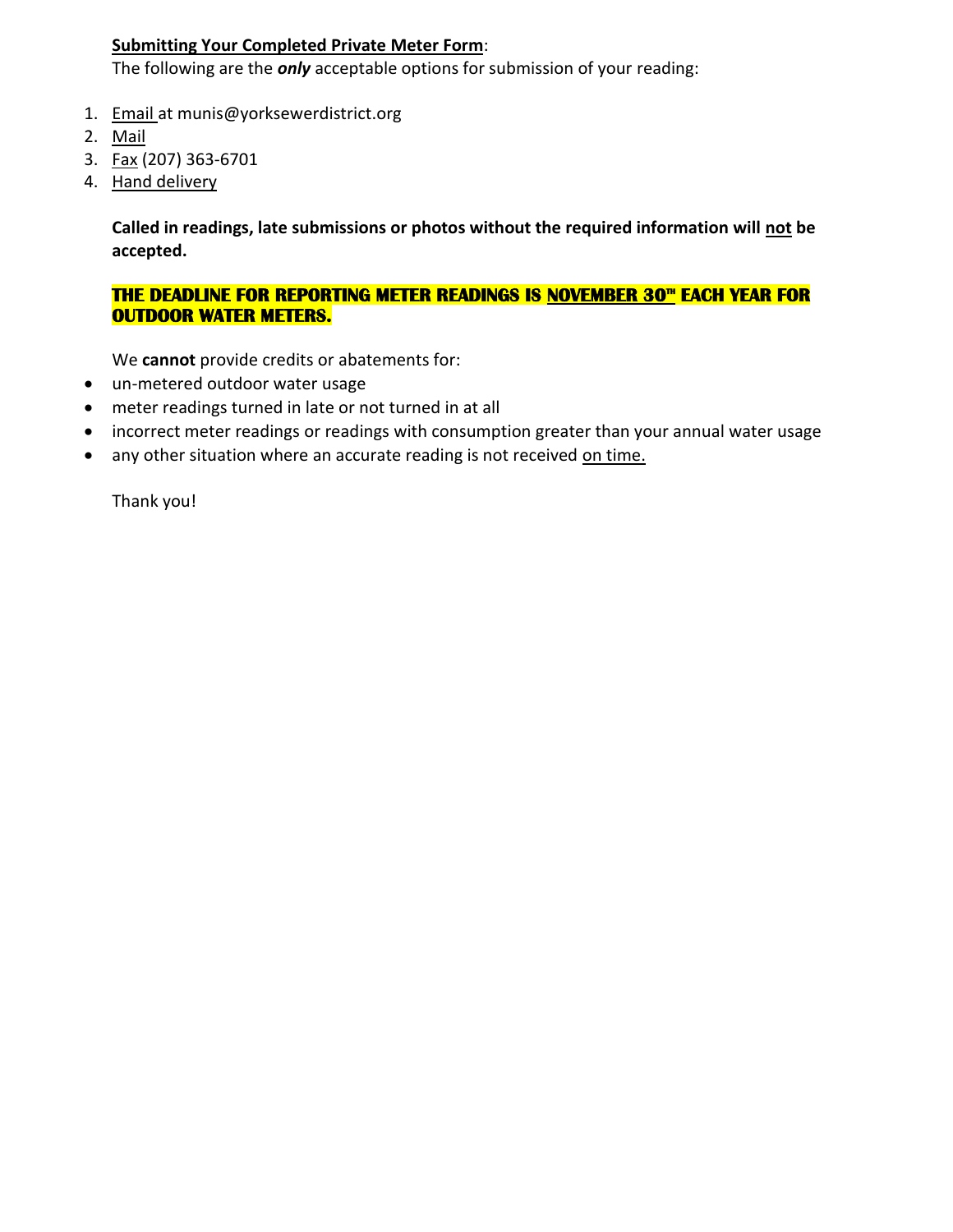**Submitting Your Completed Private Meter Form**:

The following are the ***only*** acceptable options for submission of your reading:

1. Email at munis@yorksewerdistrict.org
2. Mail
3. Fax (207) 363-6701
4. Hand delivery

**Called in readings, late submissions or photos without the required information will not be accepted.**

**THE DEADLINE FOR REPORTING METER READINGS IS NOVEMBER 30TH EACH YEAR FOR OUTDOOR WATER METERS.**

We **cannot** provide credits or abatements for:

- un-metered outdoor water usage
- meter readings turned in late or not turned in at all
- incorrect meter readings or readings with consumption greater than your annual water usage
- any other situation where an accurate reading is not received on time.

Thank you!